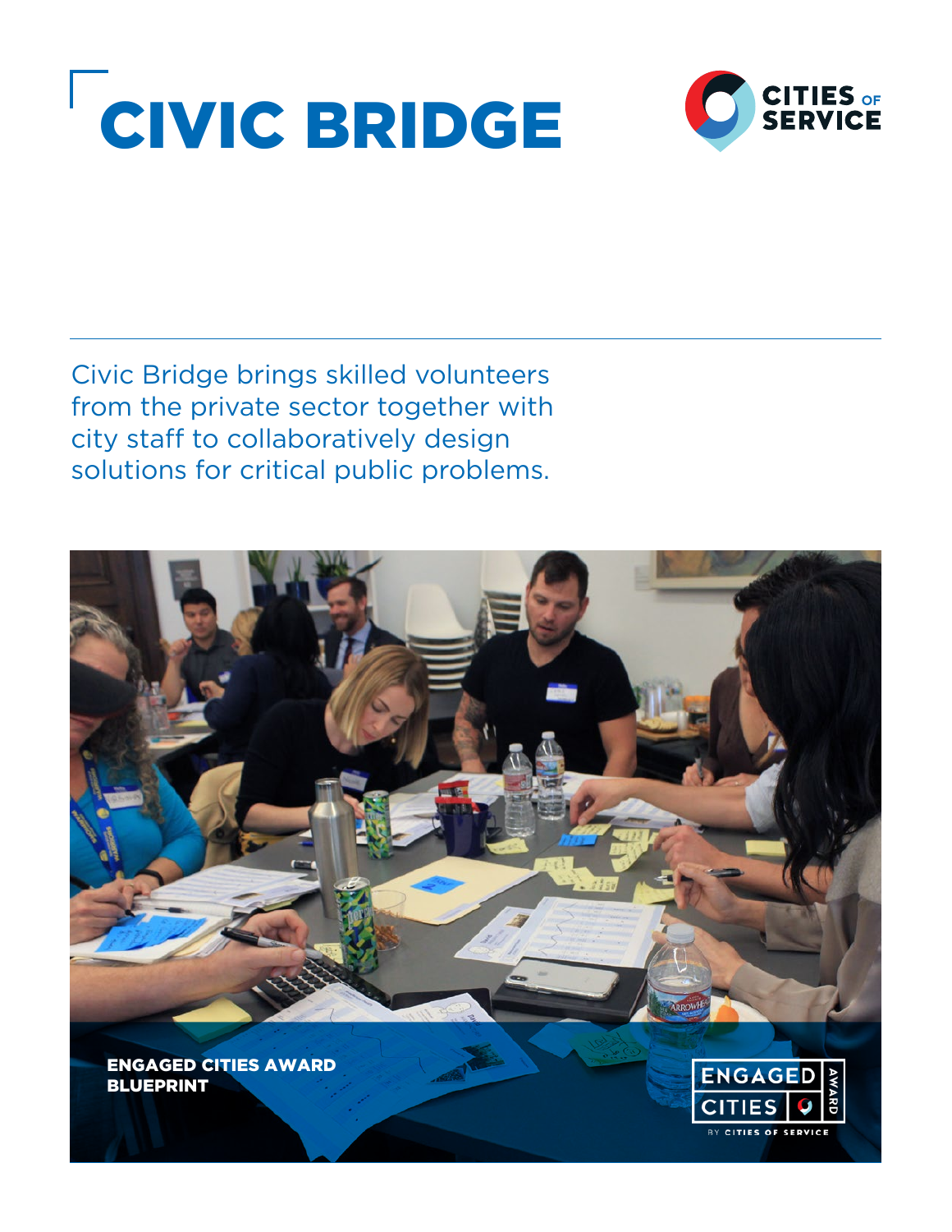# CIVIC BRIDGE

CITIES OF SERVICE

Civic Bridge brings skilled volunteers from the private sector together with city staff to collaboratively design solutions for critical public problems.

**ENGAGED CITIES AWARD BLUEPRINT**

ENGAGED CITIES AWARD BY CITIES OF SERVICE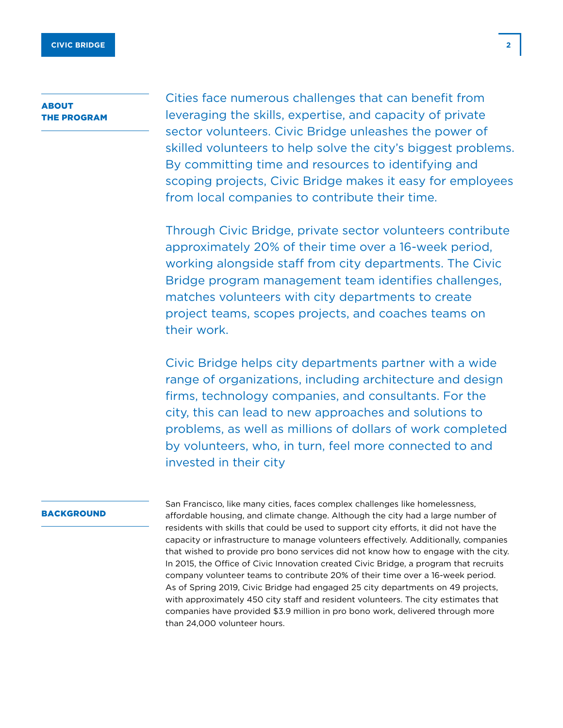## ABOUT THE PROGRAM

Cities face numerous challenges that can benefit from leveraging the skills, expertise, and capacity of private sector volunteers. Civic Bridge unleashes the power of skilled volunteers to help solve the city's biggest problems. By committing time and resources to identifying and scoping projects, Civic Bridge makes it easy for employees from local companies to contribute their time.

Through Civic Bridge, private sector volunteers contribute approximately 20% of their time over a 16-week period, working alongside staff from city departments. The Civic Bridge program management team identifies challenges, matches volunteers with city departments to create project teams, scopes projects, and coaches teams on their work.

Civic Bridge helps city departments partner with a wide range of organizations, including architecture and design firms, technology companies, and consultants. For the city, this can lead to new approaches and solutions to problems, as well as millions of dollars of work completed by volunteers, who, in turn, feel more connected to and invested in their city

## BACKGROUND

San Francisco, like many cities, faces complex challenges like homelessness, affordable housing, and climate change. Although the city had a large number of residents with skills that could be used to support city efforts, it did not have the capacity or infrastructure to manage volunteers effectively. Additionally, companies that wished to provide pro bono services did not know how to engage with the city. In 2015, the Office of Civic Innovation created Civic Bridge, a program that recruits company volunteer teams to contribute 20% of their time over a 16-week period. As of Spring 2019, Civic Bridge had engaged 25 city departments on 49 projects, with approximately 450 city staff and resident volunteers. The city estimates that companies have provided $3.9 million in pro bono work, delivered through more than 24,000 volunteer hours.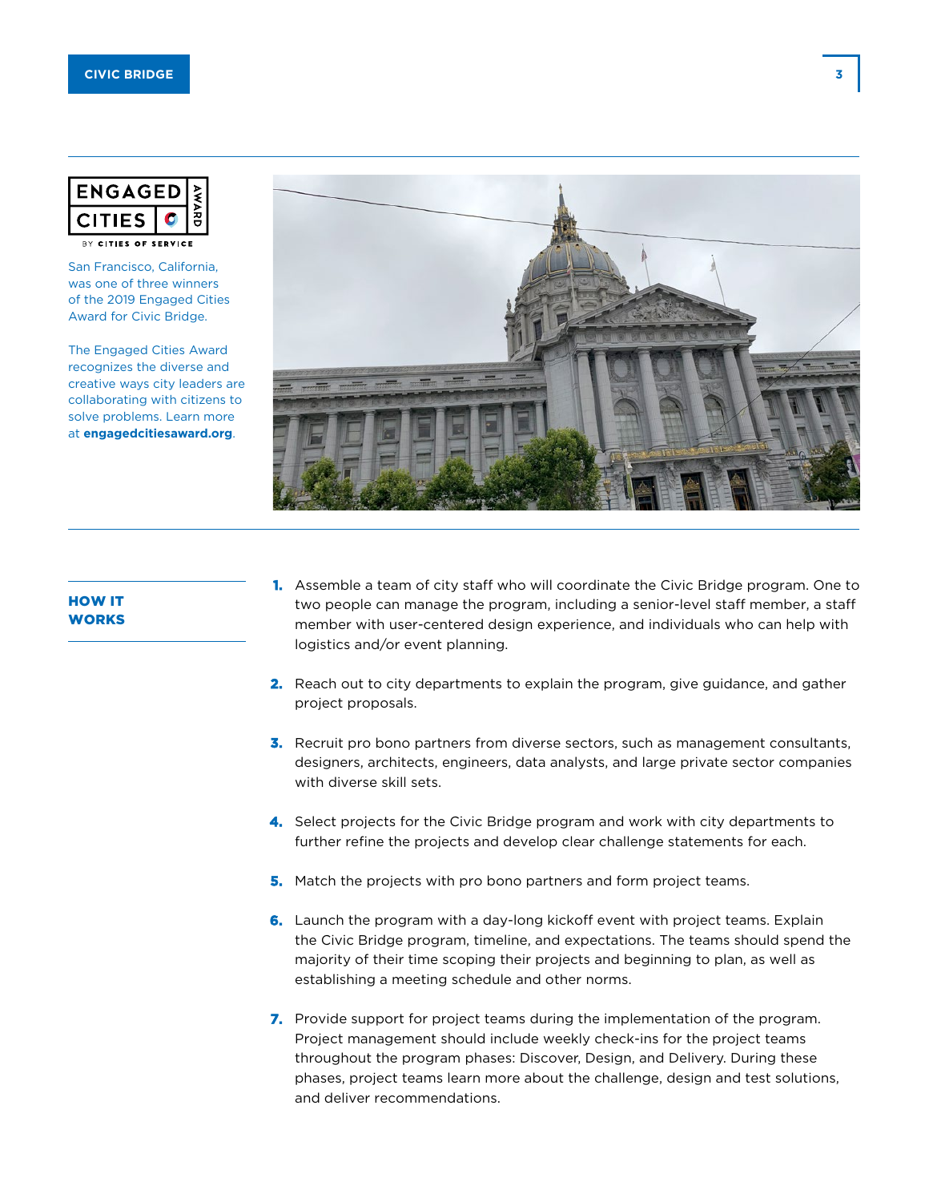ENGAGED CITIES AWARD BY CITIES OF SERVICE

San Francisco, California, was one of three winners of the 2019 Engaged Cities Award for Civic Bridge.

The Engaged Cities Award recognizes the diverse and creative ways city leaders are collaborating with citizens to solve problems. Learn more at **engagedcitiesaward.org**.

## HOW IT WORKS

1. Assemble a team of city staff who will coordinate the Civic Bridge program. One to two people can manage the program, including a senior-level staff member, a staff member with user-centered design experience, and individuals who can help with logistics and/or event planning.

2. Reach out to city departments to explain the program, give guidance, and gather project proposals.

3. Recruit pro bono partners from diverse sectors, such as management consultants, designers, architects, engineers, data analysts, and large private sector companies with diverse skill sets.

4. Select projects for the Civic Bridge program and work with city departments to further refine the projects and develop clear challenge statements for each.

5. Match the projects with pro bono partners and form project teams.

6. Launch the program with a day-long kickoff event with project teams. Explain the Civic Bridge program, timeline, and expectations. The teams should spend the majority of their time scoping their projects and beginning to plan, as well as establishing a meeting schedule and other norms.

7. Provide support for project teams during the implementation of the program. Project management should include weekly check-ins for the project teams throughout the program phases: Discover, Design, and Delivery. During these phases, project teams learn more about the challenge, design and test solutions, and deliver recommendations.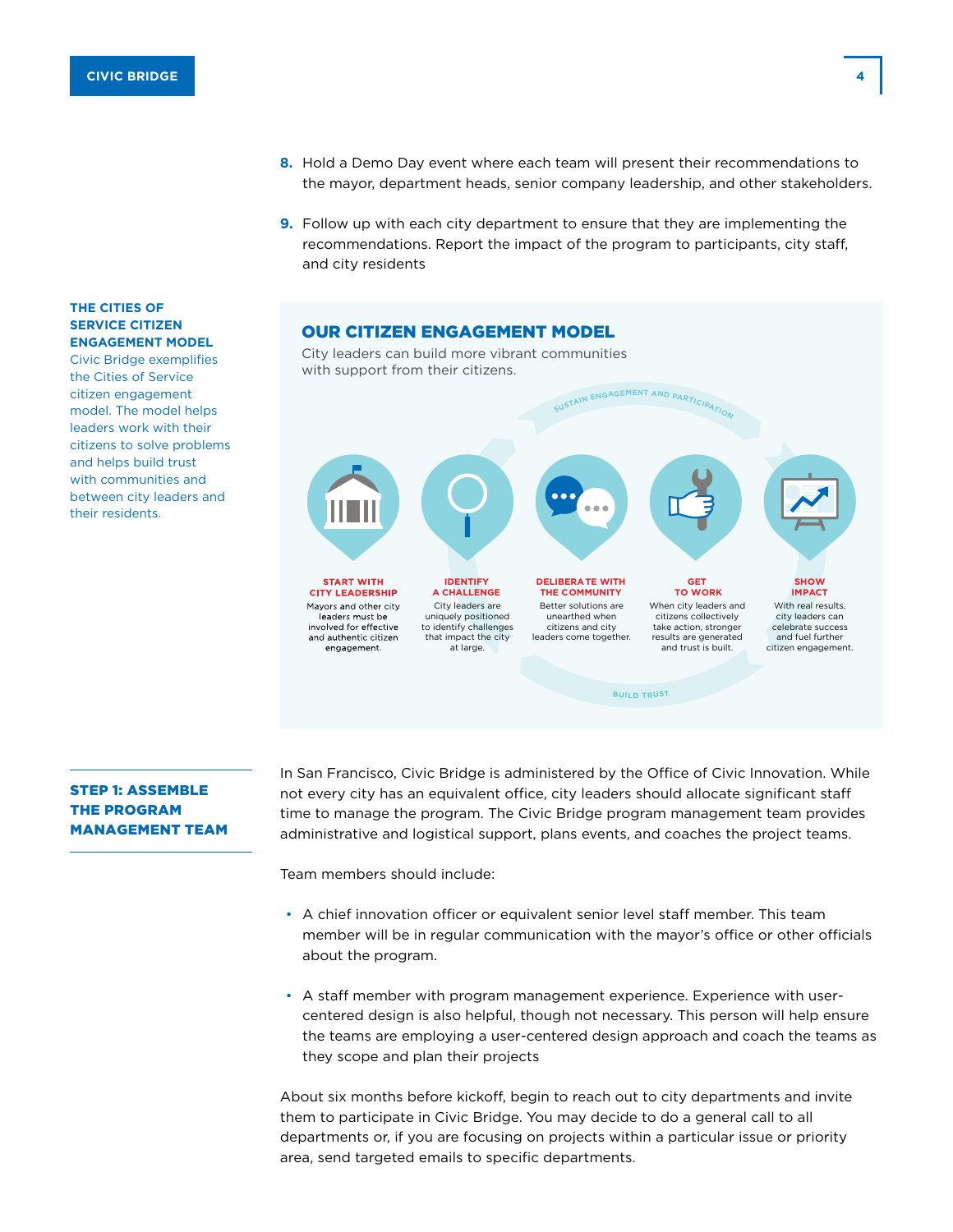8. Hold a Demo Day event where each team will present their recommendations to the mayor, department heads, senior company leadership, and other stakeholders.

9. Follow up with each city department to ensure that they are implementing the recommendations. Report the impact of the program to participants, city staff, and city residents

**THE CITIES OF SERVICE CITIZEN ENGAGEMENT MODEL**

Civic Bridge exemplifies the Cities of Service citizen engagement model. The model helps leaders work with their citizens to solve problems and helps build trust with communities and between city leaders and their residents.

## OUR CITIZEN ENGAGEMENT MODEL

City leaders can build more vibrant communities with support from their citizens.

SUSTAIN ENGAGEMENT AND PARTICIPATION

**START WITH CITY LEADERSHIP**
Mayors and other city leaders must be involved for effective and authentic citizen engagement.

**IDENTIFY A CHALLENGE**
City leaders are uniquely positioned to identify challenges that impact the city at large.

**DELIBERATE WITH THE COMMUNITY**
Better solutions are unearthed when citizens and city leaders come together.

**GET TO WORK**
When city leaders and citizens collectively take action, stronger results are generated and trust is built.

**SHOW IMPACT**
With real results, city leaders can celebrate success and fuel further citizen engagement.

BUILD TRUST

## STEP 1: ASSEMBLE THE PROGRAM MANAGEMENT TEAM

In San Francisco, Civic Bridge is administered by the Office of Civic Innovation. While not every city has an equivalent office, city leaders should allocate significant staff time to manage the program. The Civic Bridge program management team provides administrative and logistical support, plans events, and coaches the project teams.

Team members should include:

- A chief innovation officer or equivalent senior level staff member. This team member will be in regular communication with the mayor's office or other officials about the program.
- A staff member with program management experience. Experience with user-centered design is also helpful, though not necessary. This person will help ensure the teams are employing a user-centered design approach and coach the teams as they scope and plan their projects

About six months before kickoff, begin to reach out to city departments and invite them to participate in Civic Bridge. You may decide to do a general call to all departments or, if you are focusing on projects within a particular issue or priority area, send targeted emails to specific departments.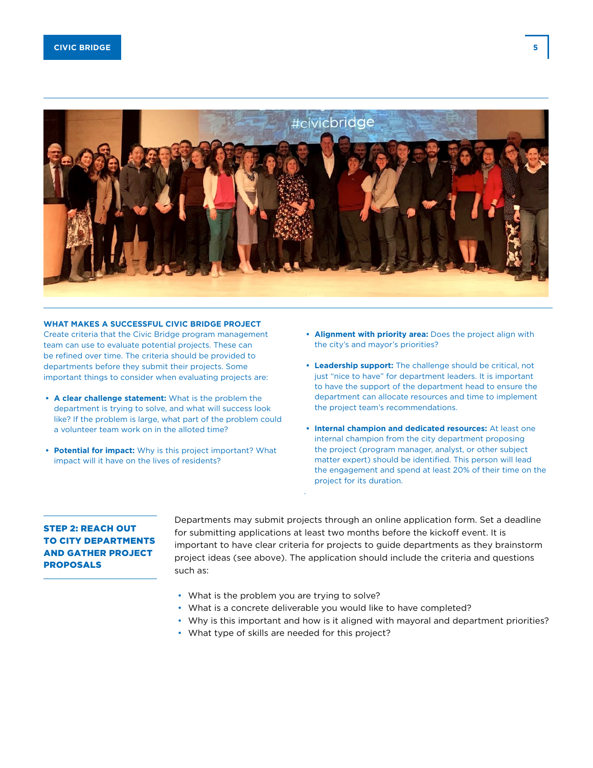## WHAT MAKES A SUCCESSFUL CIVIC BRIDGE PROJECT

Create criteria that the Civic Bridge program management team can use to evaluate potential projects. These can be refined over time. The criteria should be provided to departments before they submit their projects. Some important things to consider when evaluating projects are:

- **A clear challenge statement:** What is the problem the department is trying to solve, and what will success look like? If the problem is large, what part of the problem could a volunteer team work on in the alloted time?
- **Potential for impact:** Why is this project important? What impact will it have on the lives of residents?
- **Alignment with priority area:** Does the project align with the city's and mayor's priorities?
- **Leadership support:** The challenge should be critical, not just "nice to have" for department leaders. It is important to have the support of the department head to ensure the department can allocate resources and time to implement the project team's recommendations.
- **Internal champion and dedicated resources:** At least one internal champion from the city department proposing the project (program manager, analyst, or other subject matter expert) should be identified. This person will lead the engagement and spend at least 20% of their time on the project for its duration.

## STEP 2: REACH OUT TO CITY DEPARTMENTS AND GATHER PROJECT PROPOSALS

Departments may submit projects through an online application form. Set a deadline for submitting applications at least two months before the kickoff event. It is important to have clear criteria for projects to guide departments as they brainstorm project ideas (see above). The application should include the criteria and questions such as:

- What is the problem you are trying to solve?
- What is a concrete deliverable you would like to have completed?
- Why is this important and how is it aligned with mayoral and department priorities?
- What type of skills are needed for this project?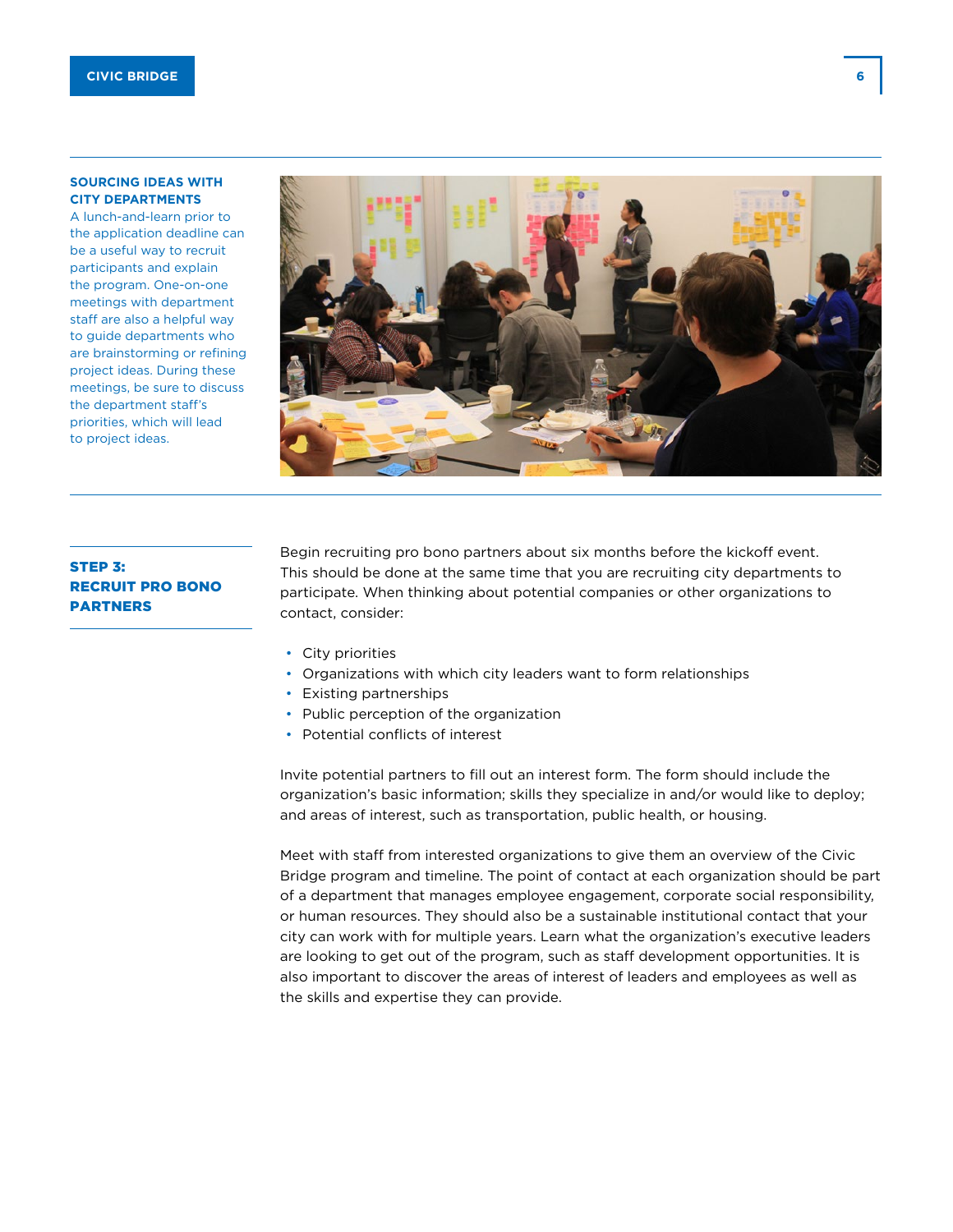**SOURCING IDEAS WITH CITY DEPARTMENTS**

A lunch-and-learn prior to the application deadline can be a useful way to recruit participants and explain the program. One-on-one meetings with department staff are also a helpful way to guide departments who are brainstorming or refining project ideas. During these meetings, be sure to discuss the department staff's priorities, which will lead to project ideas.

## STEP 3: RECRUIT PRO BONO PARTNERS

Begin recruiting pro bono partners about six months before the kickoff event. This should be done at the same time that you are recruiting city departments to participate. When thinking about potential companies or other organizations to contact, consider:

- City priorities
- Organizations with which city leaders want to form relationships
- Existing partnerships
- Public perception of the organization
- Potential conflicts of interest

Invite potential partners to fill out an interest form. The form should include the organization's basic information; skills they specialize in and/or would like to deploy; and areas of interest, such as transportation, public health, or housing.

Meet with staff from interested organizations to give them an overview of the Civic Bridge program and timeline. The point of contact at each organization should be part of a department that manages employee engagement, corporate social responsibility, or human resources. They should also be a sustainable institutional contact that your city can work with for multiple years. Learn what the organization's executive leaders are looking to get out of the program, such as staff development opportunities. It is also important to discover the areas of interest of leaders and employees as well as the skills and expertise they can provide.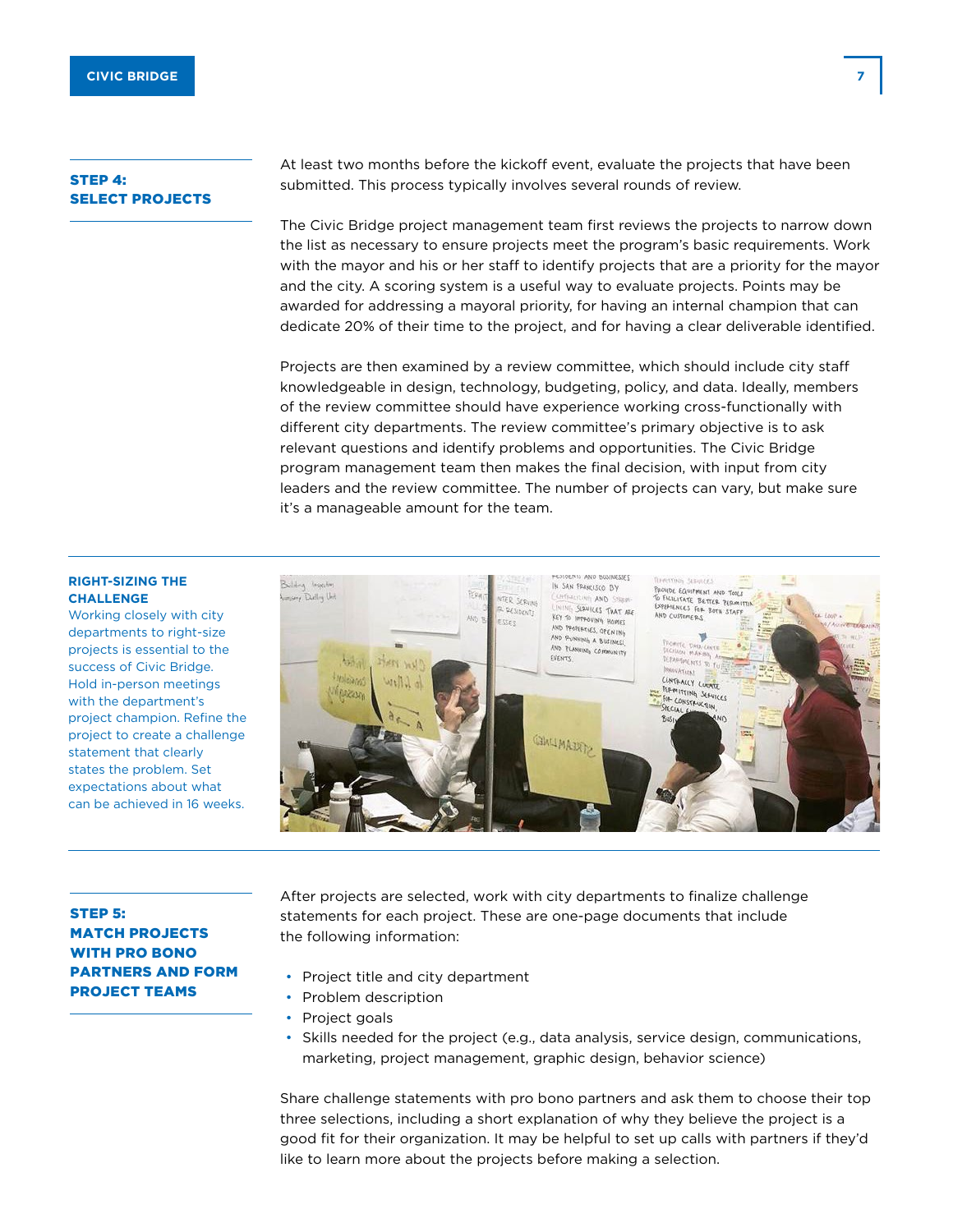## STEP 4: SELECT PROJECTS

At least two months before the kickoff event, evaluate the projects that have been submitted. This process typically involves several rounds of review.

The Civic Bridge project management team first reviews the projects to narrow down the list as necessary to ensure projects meet the program's basic requirements. Work with the mayor and his or her staff to identify projects that are a priority for the mayor and the city. A scoring system is a useful way to evaluate projects. Points may be awarded for addressing a mayoral priority, for having an internal champion that can dedicate 20% of their time to the project, and for having a clear deliverable identified.

Projects are then examined by a review committee, which should include city staff knowledgeable in design, technology, budgeting, policy, and data. Ideally, members of the review committee should have experience working cross-functionally with different city departments. The review committee's primary objective is to ask relevant questions and identify problems and opportunities. The Civic Bridge program management team then makes the final decision, with input from city leaders and the review committee. The number of projects can vary, but make sure it's a manageable amount for the team.

**RIGHT-SIZING THE CHALLENGE**

Working closely with city departments to right-size projects is essential to the success of Civic Bridge. Hold in-person meetings with the department's project champion. Refine the project to create a challenge statement that clearly states the problem. Set expectations about what can be achieved in 16 weeks.

## STEP 5: MATCH PROJECTS WITH PRO BONO PARTNERS AND FORM PROJECT TEAMS

After projects are selected, work with city departments to finalize challenge statements for each project. These are one-page documents that include the following information:

- Project title and city department
- Problem description
- Project goals
- Skills needed for the project (e.g., data analysis, service design, communications, marketing, project management, graphic design, behavior science)

Share challenge statements with pro bono partners and ask them to choose their top three selections, including a short explanation of why they believe the project is a good fit for their organization. It may be helpful to set up calls with partners if they'd like to learn more about the projects before making a selection.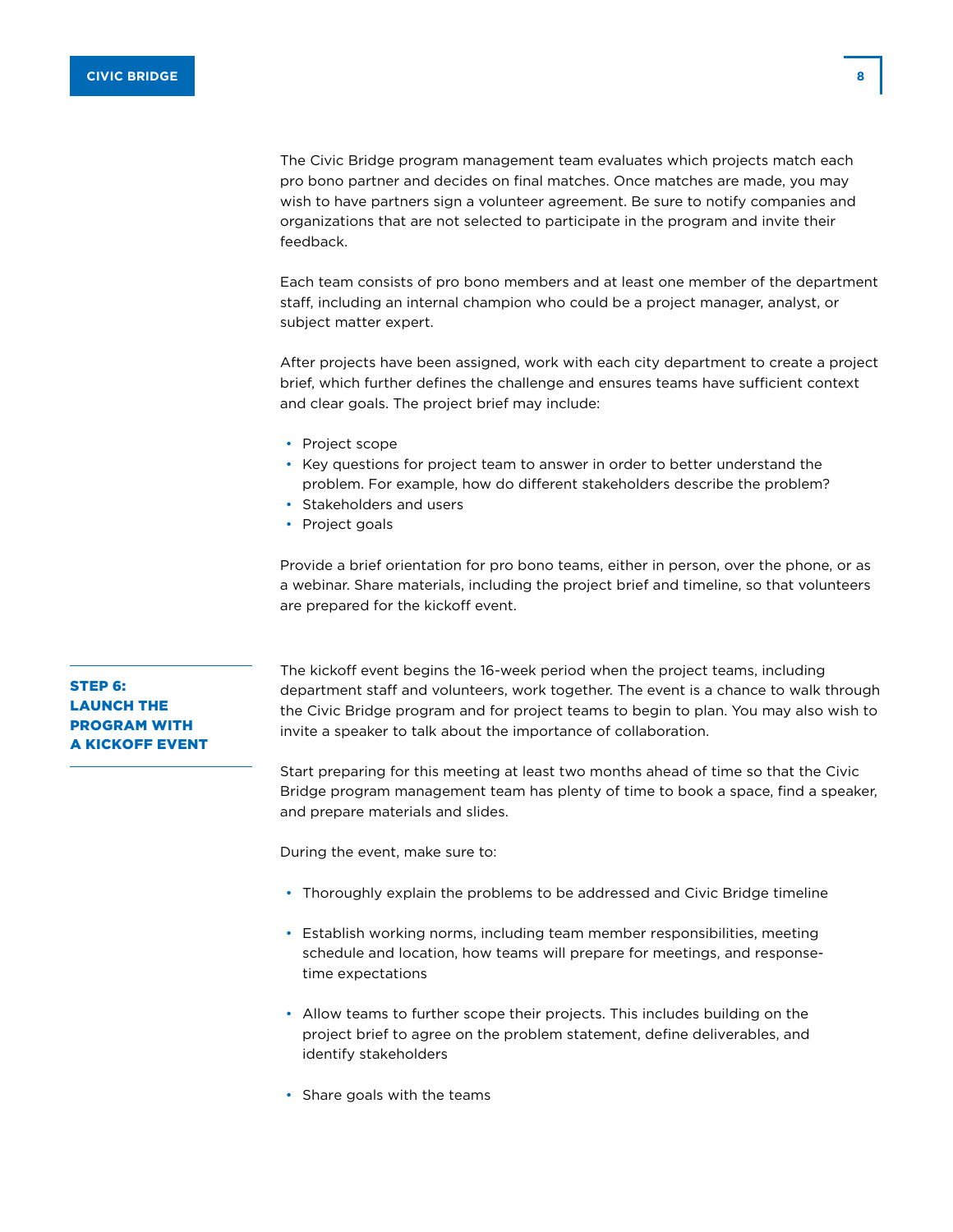The Civic Bridge program management team evaluates which projects match each pro bono partner and decides on final matches. Once matches are made, you may wish to have partners sign a volunteer agreement. Be sure to notify companies and organizations that are not selected to participate in the program and invite their feedback.

Each team consists of pro bono members and at least one member of the department staff, including an internal champion who could be a project manager, analyst, or subject matter expert.

After projects have been assigned, work with each city department to create a project brief, which further defines the challenge and ensures teams have sufficient context and clear goals. The project brief may include:

- Project scope
- Key questions for project team to answer in order to better understand the problem. For example, how do different stakeholders describe the problem?
- Stakeholders and users
- Project goals

Provide a brief orientation for pro bono teams, either in person, over the phone, or as a webinar. Share materials, including the project brief and timeline, so that volunteers are prepared for the kickoff event.

## STEP 6: LAUNCH THE PROGRAM WITH A KICKOFF EVENT

The kickoff event begins the 16-week period when the project teams, including department staff and volunteers, work together. The event is a chance to walk through the Civic Bridge program and for project teams to begin to plan. You may also wish to invite a speaker to talk about the importance of collaboration.

Start preparing for this meeting at least two months ahead of time so that the Civic Bridge program management team has plenty of time to book a space, find a speaker, and prepare materials and slides.

During the event, make sure to:

- Thoroughly explain the problems to be addressed and Civic Bridge timeline
- Establish working norms, including team member responsibilities, meeting schedule and location, how teams will prepare for meetings, and response-time expectations
- Allow teams to further scope their projects. This includes building on the project brief to agree on the problem statement, define deliverables, and identify stakeholders
- Share goals with the teams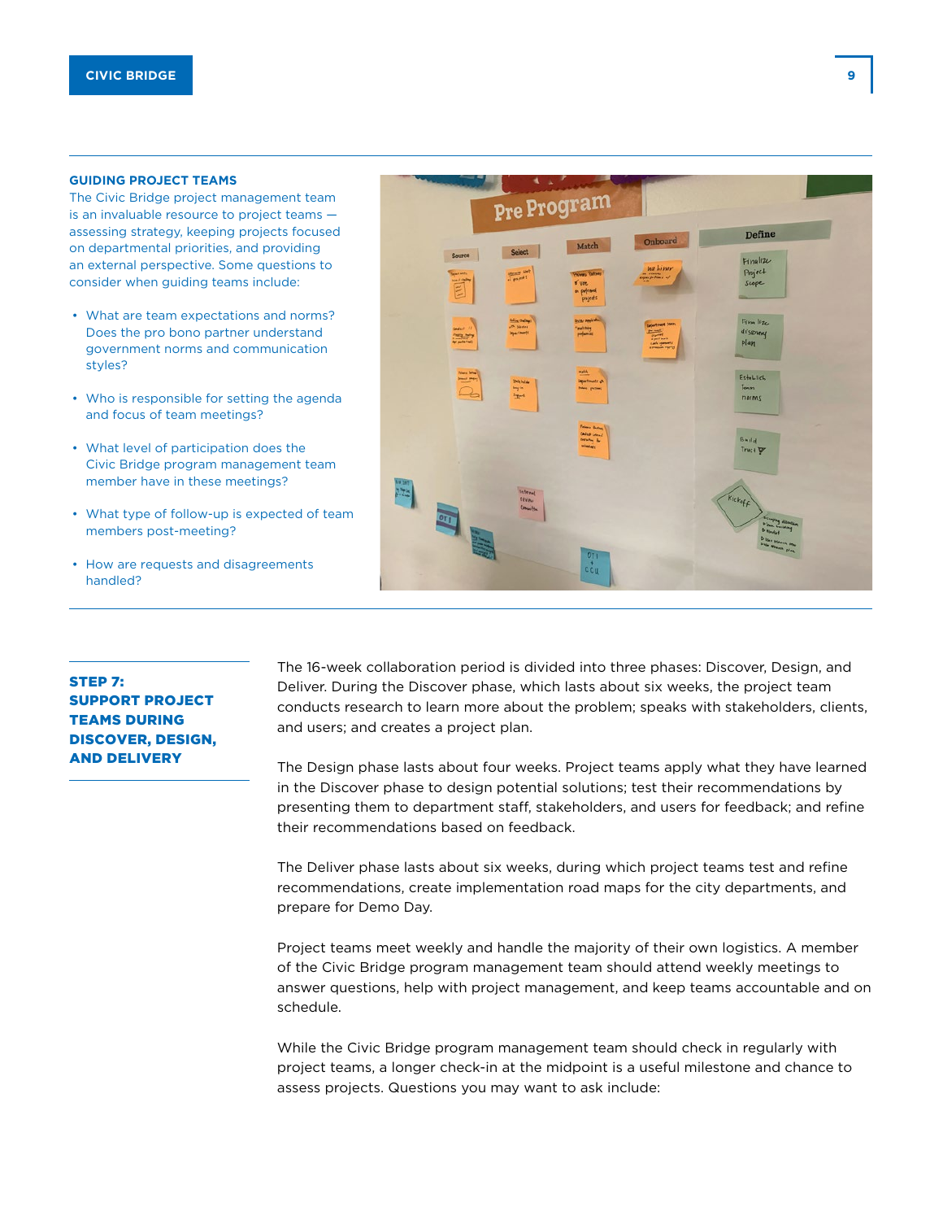### GUIDING PROJECT TEAMS

The Civic Bridge project management team is an invaluable resource to project teams — assessing strategy, keeping projects focused on departmental priorities, and providing an external perspective. Some questions to consider when guiding teams include:

- What are team expectations and norms? Does the pro bono partner understand government norms and communication styles?
- Who is responsible for setting the agenda and focus of team meetings?
- What level of participation does the Civic Bridge program management team member have in these meetings?
- What type of follow-up is expected of team members post-meeting?
- How are requests and disagreements handled?

## STEP 7: SUPPORT PROJECT TEAMS DURING DISCOVER, DESIGN, AND DELIVERY

The 16-week collaboration period is divided into three phases: Discover, Design, and Deliver. During the Discover phase, which lasts about six weeks, the project team conducts research to learn more about the problem; speaks with stakeholders, clients, and users; and creates a project plan.

The Design phase lasts about four weeks. Project teams apply what they have learned in the Discover phase to design potential solutions; test their recommendations by presenting them to department staff, stakeholders, and users for feedback; and refine their recommendations based on feedback.

The Deliver phase lasts about six weeks, during which project teams test and refine recommendations, create implementation road maps for the city departments, and prepare for Demo Day.

Project teams meet weekly and handle the majority of their own logistics. A member of the Civic Bridge program management team should attend weekly meetings to answer questions, help with project management, and keep teams accountable and on schedule.

While the Civic Bridge program management team should check in regularly with project teams, a longer check-in at the midpoint is a useful milestone and chance to assess projects. Questions you may want to ask include: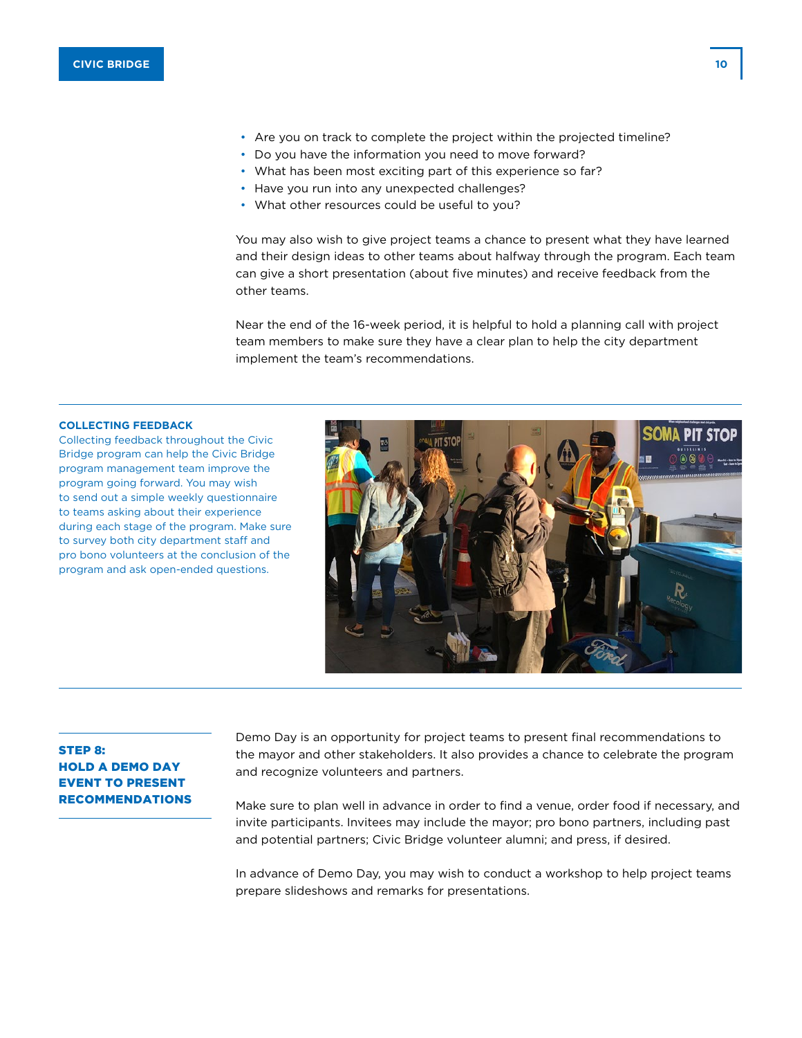- Are you on track to complete the project within the projected timeline?
- Do you have the information you need to move forward?
- What has been most exciting part of this experience so far?
- Have you run into any unexpected challenges?
- What other resources could be useful to you?

You may also wish to give project teams a chance to present what they have learned and their design ideas to other teams about halfway through the program. Each team can give a short presentation (about five minutes) and receive feedback from the other teams.

Near the end of the 16-week period, it is helpful to hold a planning call with project team members to make sure they have a clear plan to help the city department implement the team's recommendations.

**COLLECTING FEEDBACK**

Collecting feedback throughout the Civic Bridge program can help the Civic Bridge program management team improve the program going forward. You may wish to send out a simple weekly questionnaire to teams asking about their experience during each stage of the program. Make sure to survey both city department staff and pro bono volunteers at the conclusion of the program and ask open-ended questions.

## STEP 8: HOLD A DEMO DAY EVENT TO PRESENT RECOMMENDATIONS

Demo Day is an opportunity for project teams to present final recommendations to the mayor and other stakeholders. It also provides a chance to celebrate the program and recognize volunteers and partners.

Make sure to plan well in advance in order to find a venue, order food if necessary, and invite participants. Invitees may include the mayor; pro bono partners, including past and potential partners; Civic Bridge volunteer alumni; and press, if desired.

In advance of Demo Day, you may wish to conduct a workshop to help project teams prepare slideshows and remarks for presentations.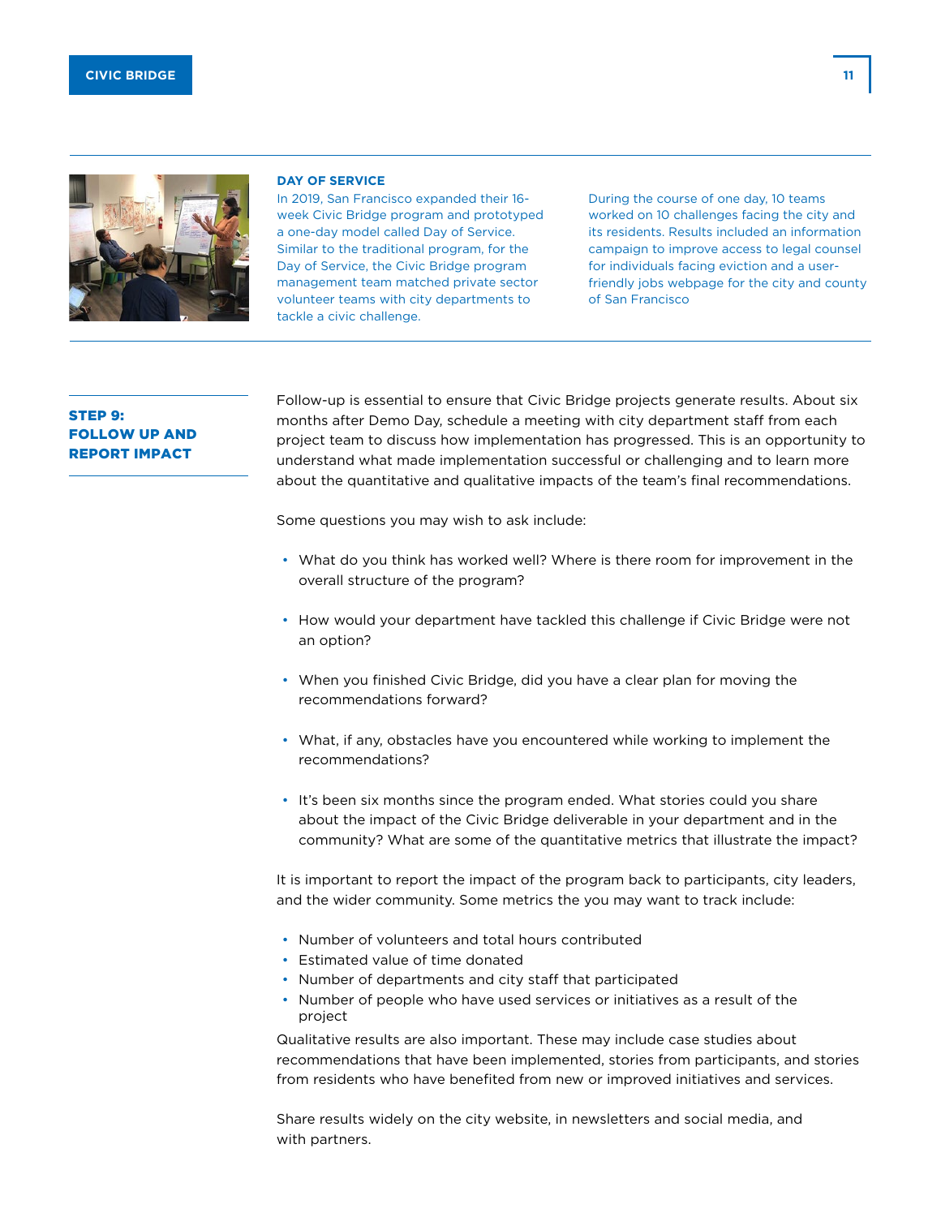### DAY OF SERVICE

In 2019, San Francisco expanded their 16-week Civic Bridge program and prototyped a one-day model called Day of Service. Similar to the traditional program, for the Day of Service, the Civic Bridge program management team matched private sector volunteer teams with city departments to tackle a civic challenge.

During the course of one day, 10 teams worked on 10 challenges facing the city and its residents. Results included an information campaign to improve access to legal counsel for individuals facing eviction and a user-friendly jobs webpage for the city and county of San Francisco

## STEP 9: FOLLOW UP AND REPORT IMPACT

Follow-up is essential to ensure that Civic Bridge projects generate results. About six months after Demo Day, schedule a meeting with city department staff from each project team to discuss how implementation has progressed. This is an opportunity to understand what made implementation successful or challenging and to learn more about the quantitative and qualitative impacts of the team's final recommendations.

Some questions you may wish to ask include:

- What do you think has worked well? Where is there room for improvement in the overall structure of the program?
- How would your department have tackled this challenge if Civic Bridge were not an option?
- When you finished Civic Bridge, did you have a clear plan for moving the recommendations forward?
- What, if any, obstacles have you encountered while working to implement the recommendations?
- It's been six months since the program ended. What stories could you share about the impact of the Civic Bridge deliverable in your department and in the community? What are some of the quantitative metrics that illustrate the impact?

It is important to report the impact of the program back to participants, city leaders, and the wider community. Some metrics the you may want to track include:

- Number of volunteers and total hours contributed
- Estimated value of time donated
- Number of departments and city staff that participated
- Number of people who have used services or initiatives as a result of the project

Qualitative results are also important. These may include case studies about recommendations that have been implemented, stories from participants, and stories from residents who have benefited from new or improved initiatives and services.

Share results widely on the city website, in newsletters and social media, and with partners.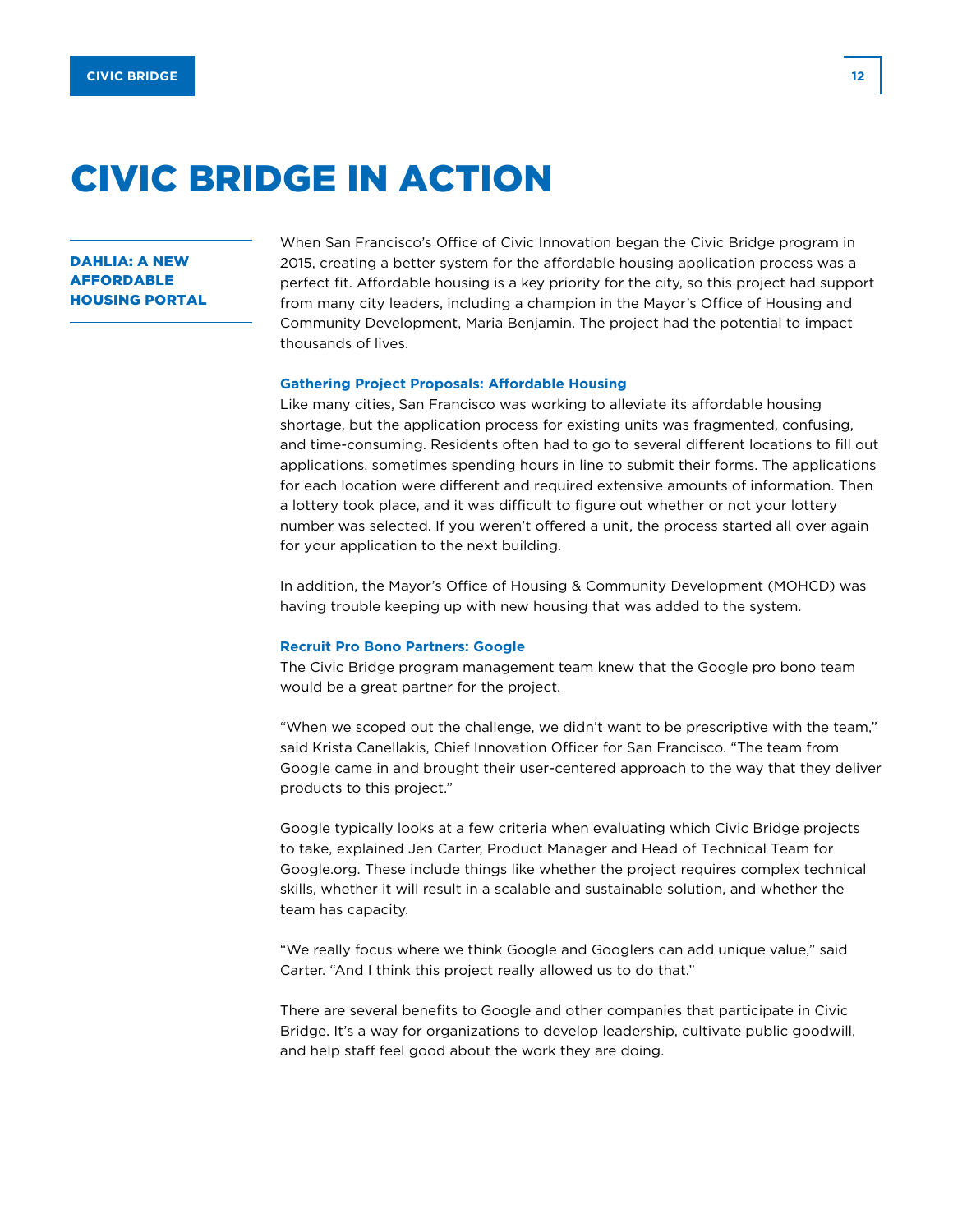# CIVIC BRIDGE IN ACTION

## DAHLIA: A NEW AFFORDABLE HOUSING PORTAL

When San Francisco's Office of Civic Innovation began the Civic Bridge program in 2015, creating a better system for the affordable housing application process was a perfect fit. Affordable housing is a key priority for the city, so this project had support from many city leaders, including a champion in the Mayor's Office of Housing and Community Development, Maria Benjamin. The project had the potential to impact thousands of lives.

### Gathering Project Proposals: Affordable Housing

Like many cities, San Francisco was working to alleviate its affordable housing shortage, but the application process for existing units was fragmented, confusing, and time-consuming. Residents often had to go to several different locations to fill out applications, sometimes spending hours in line to submit their forms. The applications for each location were different and required extensive amounts of information. Then a lottery took place, and it was difficult to figure out whether or not your lottery number was selected. If you weren't offered a unit, the process started all over again for your application to the next building.

In addition, the Mayor's Office of Housing & Community Development (MOHCD) was having trouble keeping up with new housing that was added to the system.

### Recruit Pro Bono Partners: Google

The Civic Bridge program management team knew that the Google pro bono team would be a great partner for the project.

"When we scoped out the challenge, we didn't want to be prescriptive with the team," said Krista Canellakis, Chief Innovation Officer for San Francisco. "The team from Google came in and brought their user-centered approach to the way that they deliver products to this project."

Google typically looks at a few criteria when evaluating which Civic Bridge projects to take, explained Jen Carter, Product Manager and Head of Technical Team for Google.org. These include things like whether the project requires complex technical skills, whether it will result in a scalable and sustainable solution, and whether the team has capacity.

"We really focus where we think Google and Googlers can add unique value," said Carter. "And I think this project really allowed us to do that."

There are several benefits to Google and other companies that participate in Civic Bridge. It's a way for organizations to develop leadership, cultivate public goodwill, and help staff feel good about the work they are doing.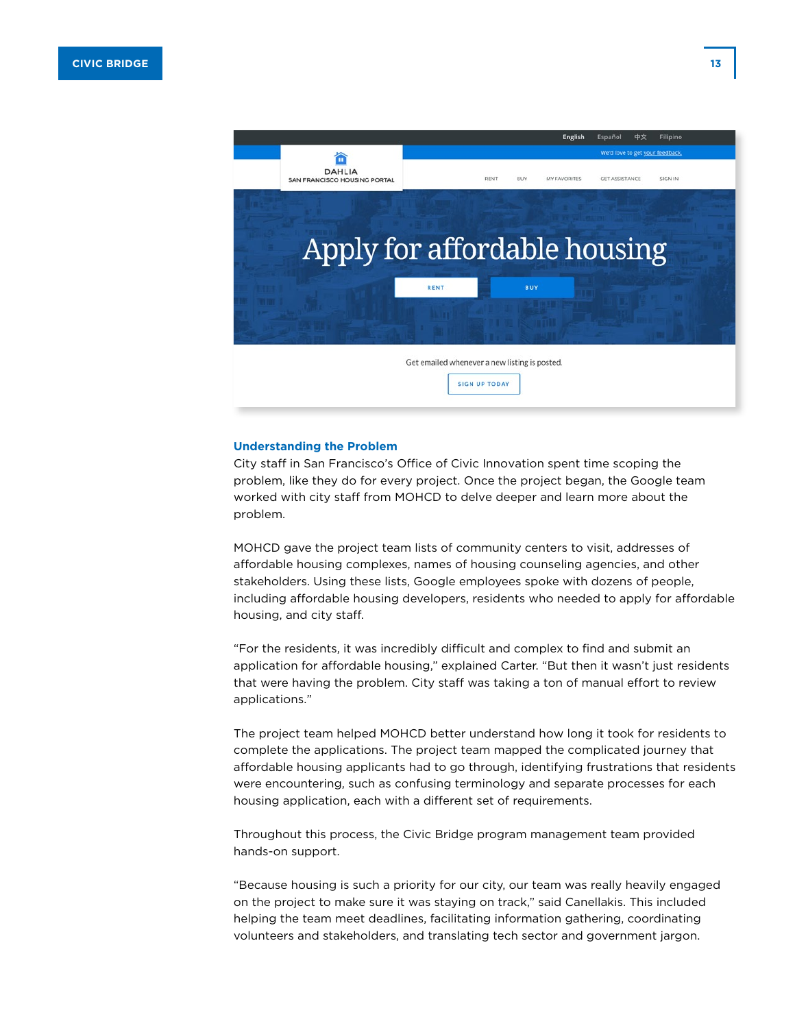## Understanding the Problem

City staff in San Francisco's Office of Civic Innovation spent time scoping the problem, like they do for every project. Once the project began, the Google team worked with city staff from MOHCD to delve deeper and learn more about the problem.

MOHCD gave the project team lists of community centers to visit, addresses of affordable housing complexes, names of housing counseling agencies, and other stakeholders. Using these lists, Google employees spoke with dozens of people, including affordable housing developers, residents who needed to apply for affordable housing, and city staff.

"For the residents, it was incredibly difficult and complex to find and submit an application for affordable housing," explained Carter. "But then it wasn't just residents that were having the problem. City staff was taking a ton of manual effort to review applications."

The project team helped MOHCD better understand how long it took for residents to complete the applications. The project team mapped the complicated journey that affordable housing applicants had to go through, identifying frustrations that residents were encountering, such as confusing terminology and separate processes for each housing application, each with a different set of requirements.

Throughout this process, the Civic Bridge program management team provided hands-on support.

"Because housing is such a priority for our city, our team was really heavily engaged on the project to make sure it was staying on track," said Canellakis. This included helping the team meet deadlines, facilitating information gathering, coordinating volunteers and stakeholders, and translating tech sector and government jargon.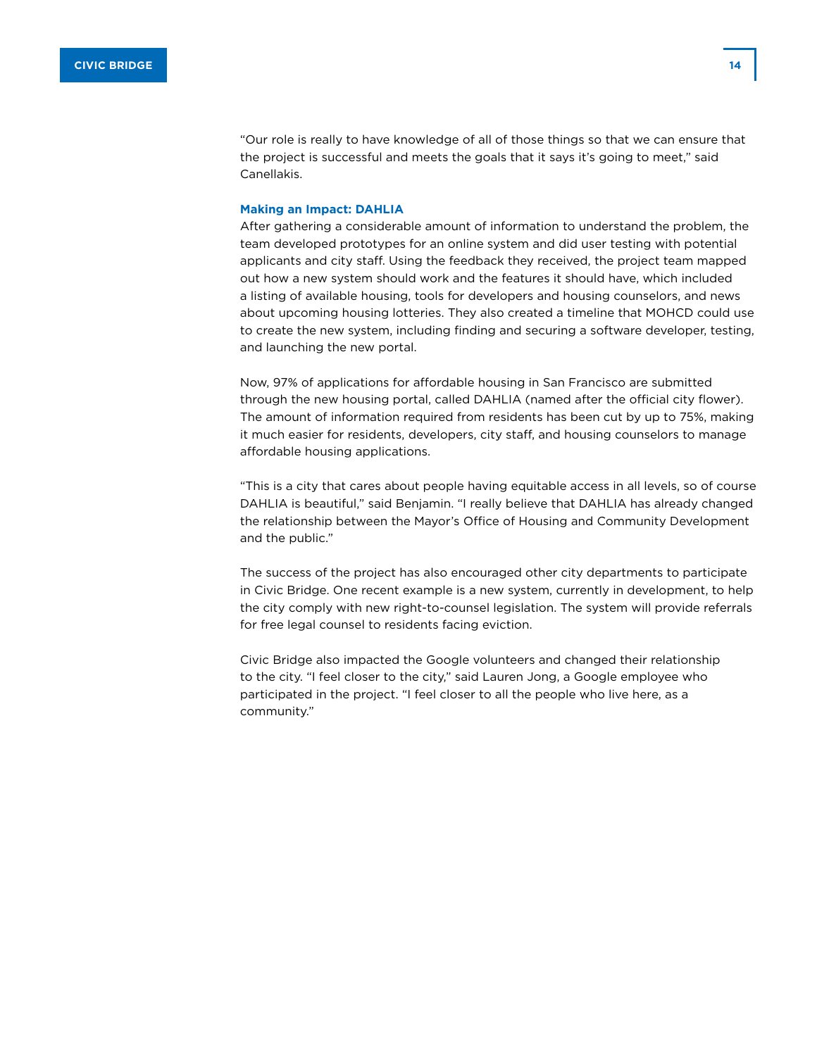"Our role is really to have knowledge of all of those things so that we can ensure that the project is successful and meets the goals that it says it's going to meet," said Canellakis.

### Making an Impact: DAHLIA

After gathering a considerable amount of information to understand the problem, the team developed prototypes for an online system and did user testing with potential applicants and city staff. Using the feedback they received, the project team mapped out how a new system should work and the features it should have, which included a listing of available housing, tools for developers and housing counselors, and news about upcoming housing lotteries. They also created a timeline that MOHCD could use to create the new system, including finding and securing a software developer, testing, and launching the new portal.

Now, 97% of applications for affordable housing in San Francisco are submitted through the new housing portal, called DAHLIA (named after the official city flower). The amount of information required from residents has been cut by up to 75%, making it much easier for residents, developers, city staff, and housing counselors to manage affordable housing applications.

"This is a city that cares about people having equitable access in all levels, so of course DAHLIA is beautiful," said Benjamin. "I really believe that DAHLIA has already changed the relationship between the Mayor's Office of Housing and Community Development and the public."

The success of the project has also encouraged other city departments to participate in Civic Bridge. One recent example is a new system, currently in development, to help the city comply with new right-to-counsel legislation. The system will provide referrals for free legal counsel to residents facing eviction.

Civic Bridge also impacted the Google volunteers and changed their relationship to the city. "I feel closer to the city," said Lauren Jong, a Google employee who participated in the project. "I feel closer to all the people who live here, as a community."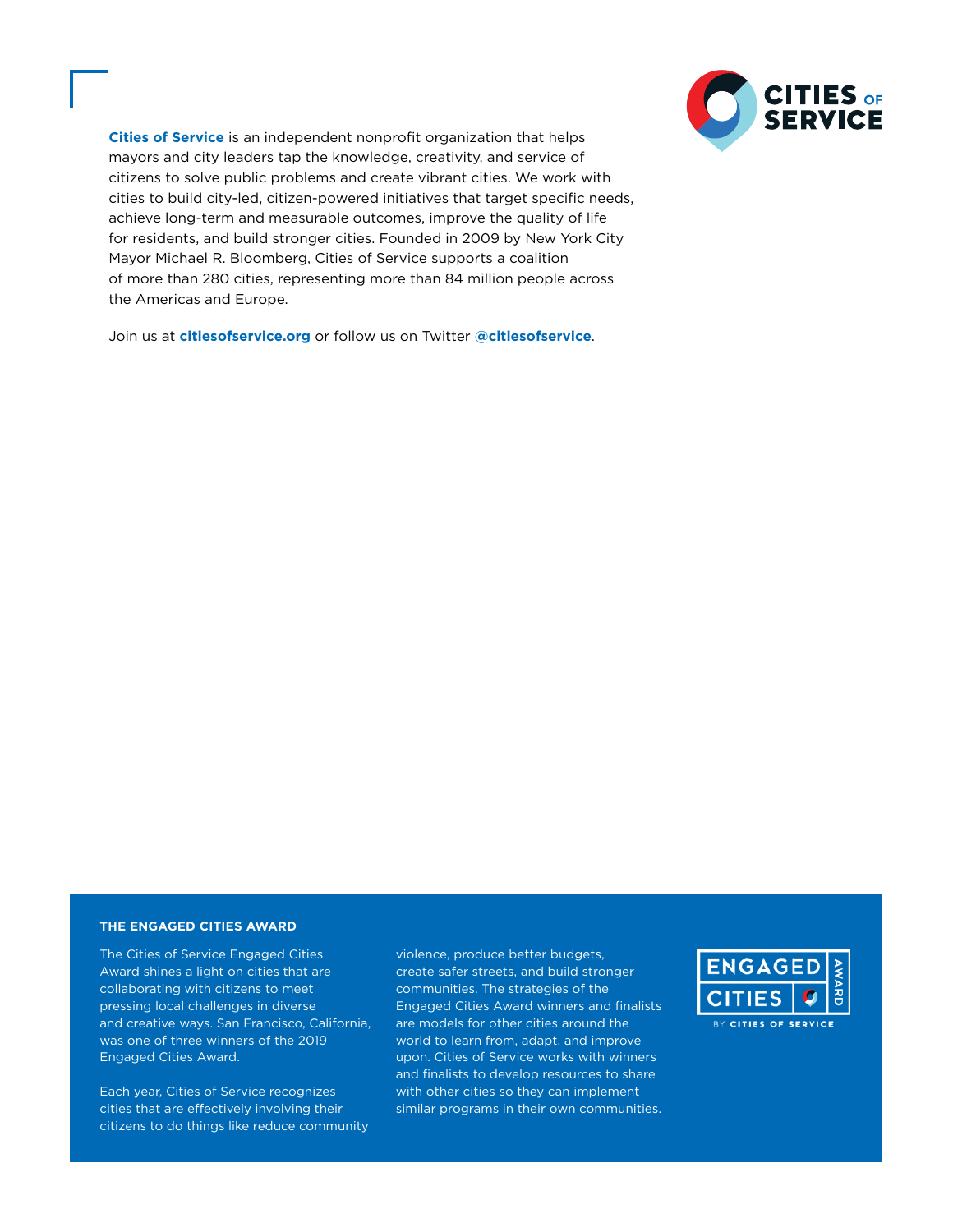**Cities of Service** is an independent nonprofit organization that helps mayors and city leaders tap the knowledge, creativity, and service of citizens to solve public problems and create vibrant cities. We work with cities to build city-led, citizen-powered initiatives that target specific needs, achieve long-term and measurable outcomes, improve the quality of life for residents, and build stronger cities. Founded in 2009 by New York City Mayor Michael R. Bloomberg, Cities of Service supports a coalition of more than 280 cities, representing more than 84 million people across the Americas and Europe.

Join us at **citiesofservice.org** or follow us on Twitter **@citiesofservice**.

**THE ENGAGED CITIES AWARD**

The Cities of Service Engaged Cities Award shines a light on cities that are collaborating with citizens to meet pressing local challenges in diverse and creative ways. San Francisco, California, was one of three winners of the 2019 Engaged Cities Award.

Each year, Cities of Service recognizes cities that are effectively involving their citizens to do things like reduce community violence, produce better budgets, create safer streets, and build stronger communities. The strategies of the Engaged Cities Award winners and finalists are models for other cities around the world to learn from, adapt, and improve upon. Cities of Service works with winners and finalists to develop resources to share with other cities so they can implement similar programs in their own communities.